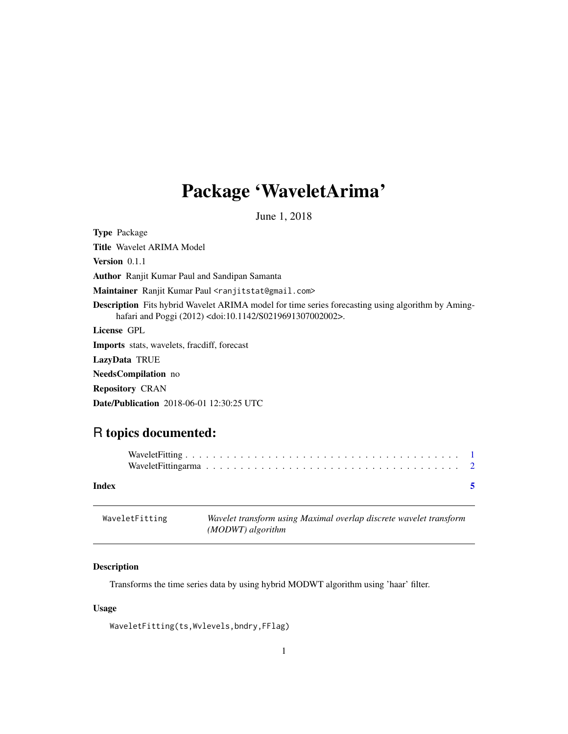# Package 'WaveletArima'

June 1, 2018

**Type** Package

**Title** Wavelet ARIMA Model

**Version** 0.1.1

**Author** Ranjit Kumar Paul and Sandipan Samanta

**Maintainer** Ranjit Kumar Paul <ranjitstat@gmail.com>

**Description** Fits hybrid Wavelet ARIMA model for time series forecasting using algorithm by Aminghafari and Poggi (2012) <doi:10.1142/S0219691307002002>.

**License** GPL

**Imports** stats, wavelets, fracdiff, forecast

**LazyData** TRUE

**NeedsCompilation** no

**Repository** CRAN

**Date/Publication** 2018-06-01 12:30:25 UTC

## R topics documented:

WaveletFitting . . . . . . . . . . . . . . . . . . . . . . . . . . . . . . . . . . . . . . . 1
WaveletFittingarma . . . . . . . . . . . . . . . . . . . . . . . . . . . . . . . . . . . . 2

**Index** 5

---

`WaveletFitting` *Wavelet transform using Maximal overlap discrete wavelet transform (MODWT) algorithm*

---

### Description

Transforms the time series data by using hybrid MODWT algorithm using 'haar' filter.

### Usage

```
WaveletFitting(ts,Wvlevels,bndry,FFlag)
```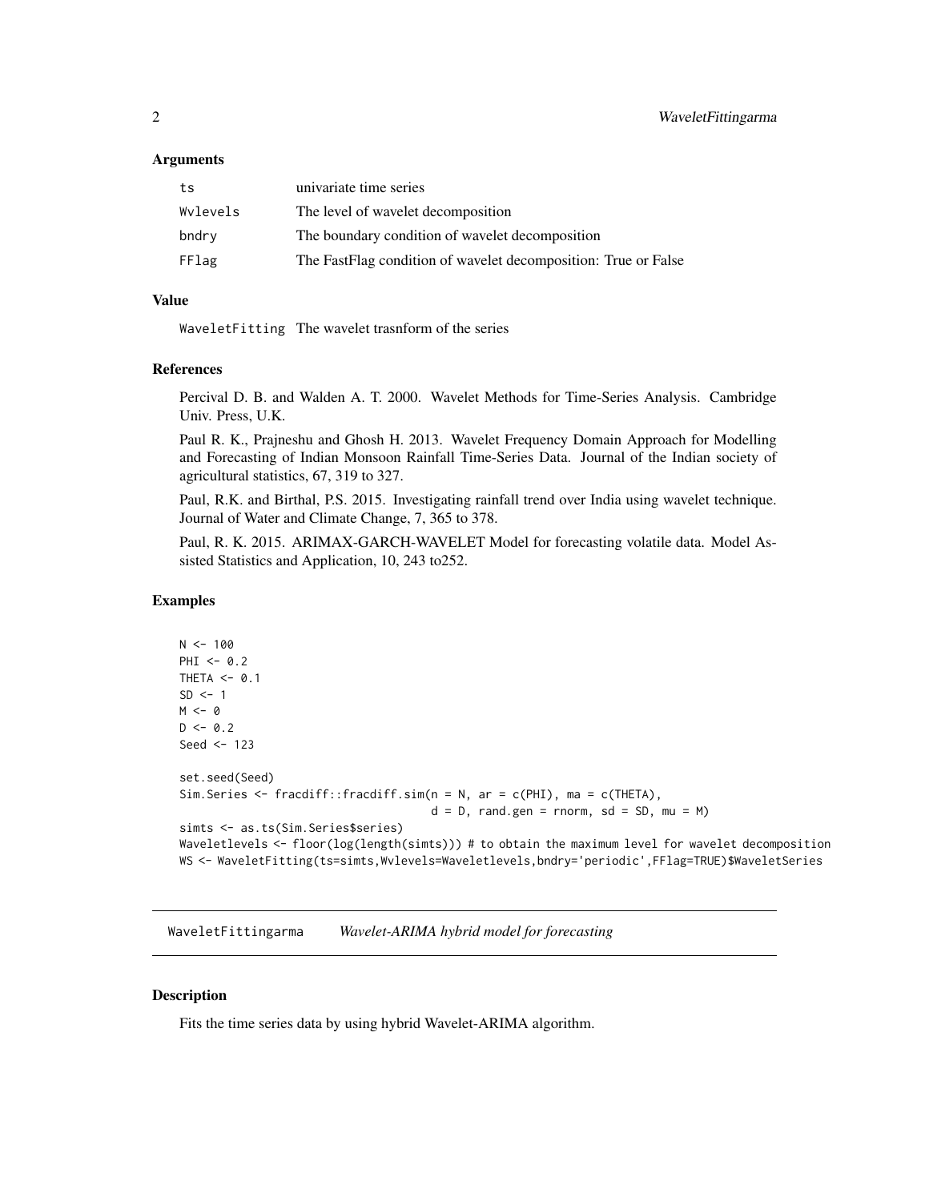### Arguments

| | |
|---|---|
| ts | univariate time series |
| Wvlevels | The level of wavelet decomposition |
| bndry | The boundary condition of wavelet decomposition |
| FFlag | The FastFlag condition of wavelet decomposition: True or False |

### Value

| | |
|---|---|
| WaveletFitting | The wavelet trasnform of the series |

### References

Percival D. B. and Walden A. T. 2000. Wavelet Methods for Time-Series Analysis. Cambridge Univ. Press, U.K.

Paul R. K., Prajneshu and Ghosh H. 2013. Wavelet Frequency Domain Approach for Modelling and Forecasting of Indian Monsoon Rainfall Time-Series Data. Journal of the Indian society of agricultural statistics, 67, 319 to 327.

Paul, R.K. and Birthal, P.S. 2015. Investigating rainfall trend over India using wavelet technique. Journal of Water and Climate Change, 7, 365 to 378.

Paul, R. K. 2015. ARIMAX-GARCH-WAVELET Model for forecasting volatile data. Model Assisted Statistics and Application, 10, 243 to252.

### Examples

```
N <- 100
PHI <- 0.2
THETA <- 0.1
SD <- 1
M <- 0
D <- 0.2
Seed <- 123

set.seed(Seed)
Sim.Series <- fracdiff::fracdiff.sim(n = N, ar = c(PHI), ma = c(THETA),
                                     d = D, rand.gen = rnorm, sd = SD, mu = M)
simts <- as.ts(Sim.Series$series)
Waveletlevels <- floor(log(length(simts))) # to obtain the maximum level for wavelet decomposition
WS <- WaveletFitting(ts=simts,Wvlevels=Waveletlevels,bndry='periodic',FFlag=TRUE)$WaveletSeries
```

---

## WaveletFittingarma *Wavelet-ARIMA hybrid model for forecasting*

### Description

Fits the time series data by using hybrid Wavelet-ARIMA algorithm.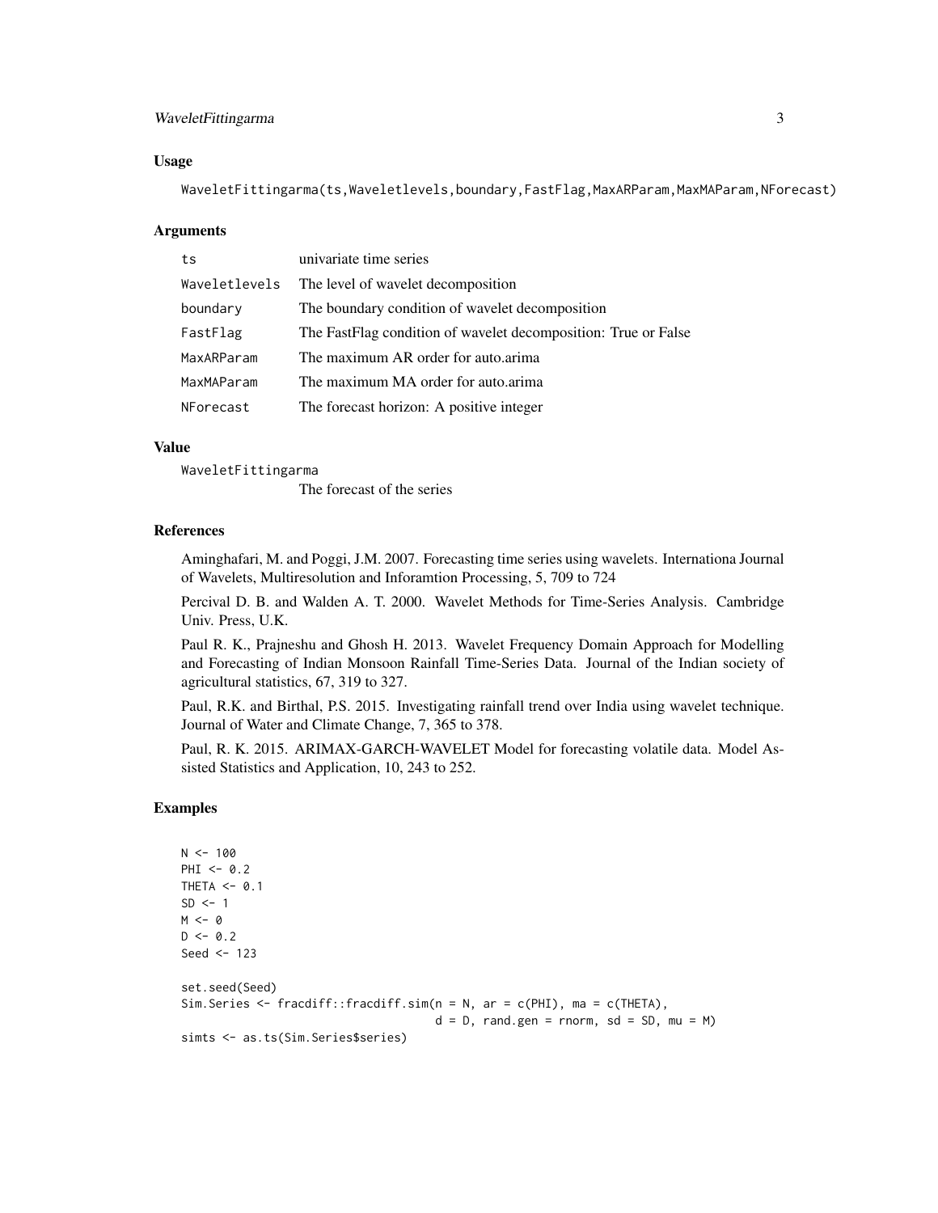## Usage

```
WaveletFittingarma(ts,Waveletlevels,boundary,FastFlag,MaxARParam,MaxMAParam,NForecast)
```

## Arguments

| | |
|---|---|
| ts | univariate time series |
| Waveletlevels | The level of wavelet decomposition |
| boundary | The boundary condition of wavelet decomposition |
| FastFlag | The FastFlag condition of wavelet decomposition: True or False |
| MaxARParam | The maximum AR order for auto.arima |
| MaxMAParam | The maximum MA order for auto.arima |
| NForecast | The forecast horizon: A positive integer |

## Value

WaveletFittingarma
The forecast of the series

## References

Aminghafari, M. and Poggi, J.M. 2007. Forecasting time series using wavelets. Internationa Journal of Wavelets, Multiresolution and Inforamtion Processing, 5, 709 to 724

Percival D. B. and Walden A. T. 2000. Wavelet Methods for Time-Series Analysis. Cambridge Univ. Press, U.K.

Paul R. K., Prajneshu and Ghosh H. 2013. Wavelet Frequency Domain Approach for Modelling and Forecasting of Indian Monsoon Rainfall Time-Series Data. Journal of the Indian society of agricultural statistics, 67, 319 to 327.

Paul, R.K. and Birthal, P.S. 2015. Investigating rainfall trend over India using wavelet technique. Journal of Water and Climate Change, 7, 365 to 378.

Paul, R. K. 2015. ARIMAX-GARCH-WAVELET Model for forecasting volatile data. Model Assisted Statistics and Application, 10, 243 to 252.

## Examples

```
N <- 100
PHI <- 0.2
THETA <- 0.1
SD <- 1
M <- 0
D <- 0.2
Seed <- 123

set.seed(Seed)
Sim.Series <- fracdiff::fracdiff.sim(n = N, ar = c(PHI), ma = c(THETA),
                                     d = D, rand.gen = rnorm, sd = SD, mu = M)
simts <- as.ts(Sim.Series$series)
```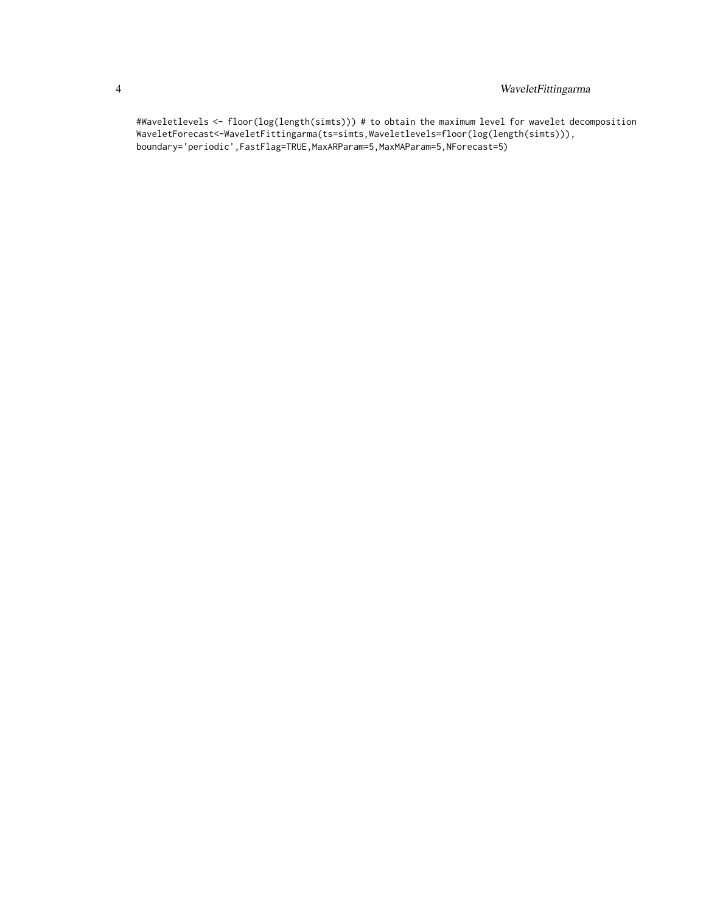```
#Waveletlevels <- floor(log(length(simts))) # to obtain the maximum level for wavelet decomposition
WaveletForecast<-WaveletFittingarma(ts=simts,Waveletlevels=floor(log(length(simts))),
boundary='periodic',FastFlag=TRUE,MaxARParam=5,MaxMAParam=5,NForecast=5)
```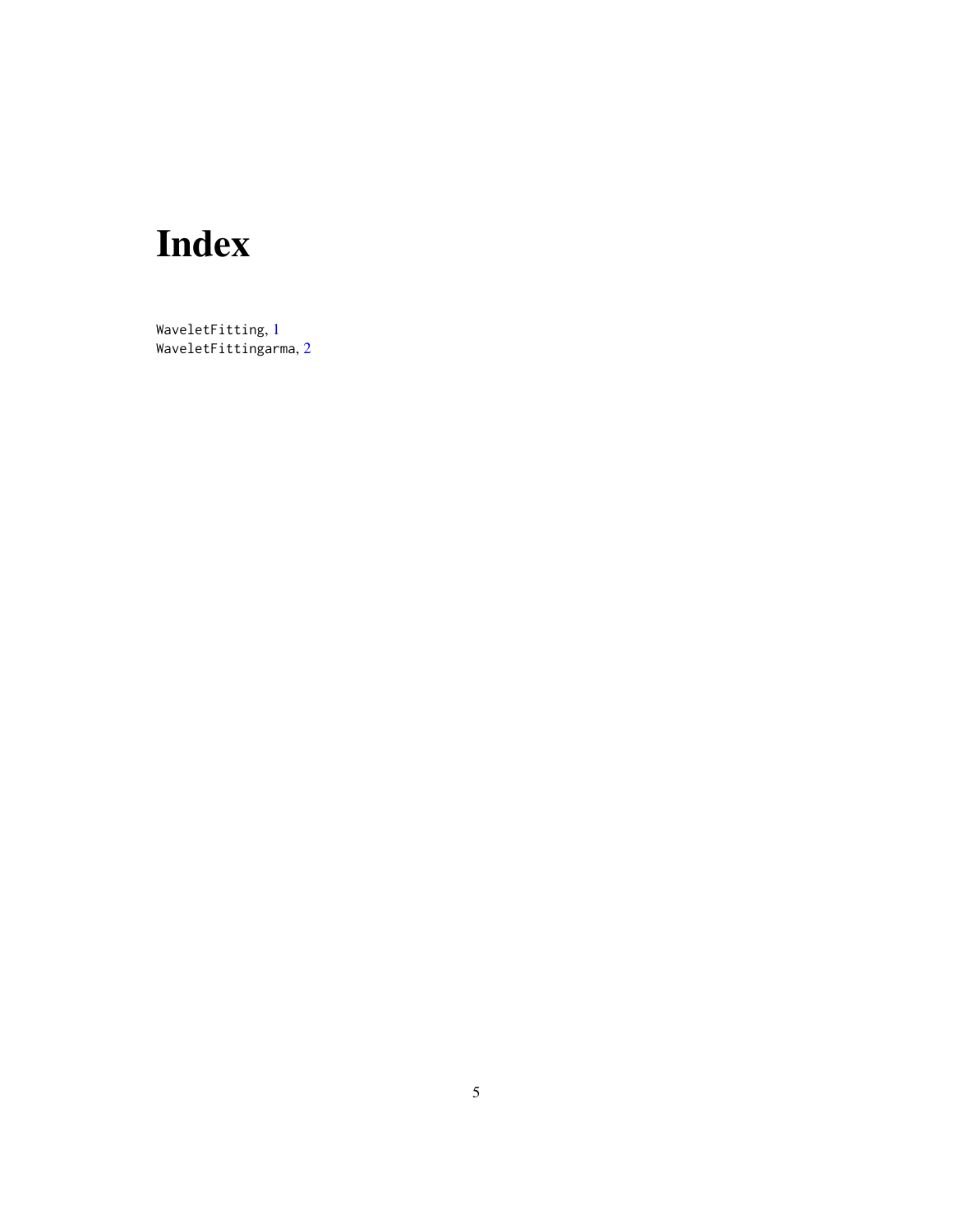# Index

WaveletFitting, 1
WaveletFittingarma, 2